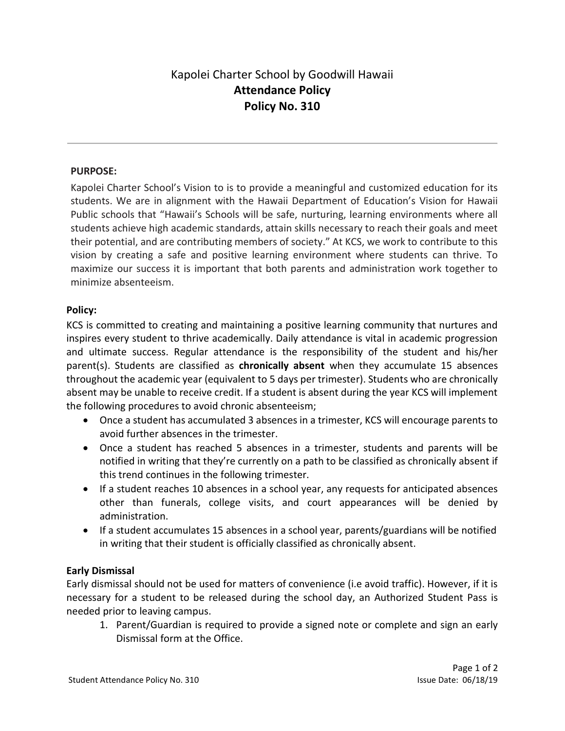# Kapolei Charter School by Goodwill Hawaii
# **Attendance Policy**
# **Policy No. 310**

---

**PURPOSE:**

Kapolei Charter School's Vision to is to provide a meaningful and customized education for its students. We are in alignment with the Hawaii Department of Education's Vision for Hawaii Public schools that "Hawaii's Schools will be safe, nurturing, learning environments where all students achieve high academic standards, attain skills necessary to reach their goals and meet their potential, and are contributing members of society." At KCS, we work to contribute to this vision by creating a safe and positive learning environment where students can thrive. To maximize our success it is important that both parents and administration work together to minimize absenteeism.

**Policy:**

KCS is committed to creating and maintaining a positive learning community that nurtures and inspires every student to thrive academically. Daily attendance is vital in academic progression and ultimate success. Regular attendance is the responsibility of the student and his/her parent(s). Students are classified as **chronically absent** when they accumulate 15 absences throughout the academic year (equivalent to 5 days per trimester). Students who are chronically absent may be unable to receive credit. If a student is absent during the year KCS will implement the following procedures to avoid chronic absenteeism;

- Once a student has accumulated 3 absences in a trimester, KCS will encourage parents to avoid further absences in the trimester.
- Once a student has reached 5 absences in a trimester, students and parents will be notified in writing that they're currently on a path to be classified as chronically absent if this trend continues in the following trimester.
- If a student reaches 10 absences in a school year, any requests for anticipated absences other than funerals, college visits, and court appearances will be denied by administration.
- If a student accumulates 15 absences in a school year, parents/guardians will be notified in writing that their student is officially classified as chronically absent.

**Early Dismissal**

Early dismissal should not be used for matters of convenience (i.e avoid traffic). However, if it is necessary for a student to be released during the school day, an Authorized Student Pass is needed prior to leaving campus.

1. Parent/Guardian is required to provide a signed note or complete and sign an early Dismissal form at the Office.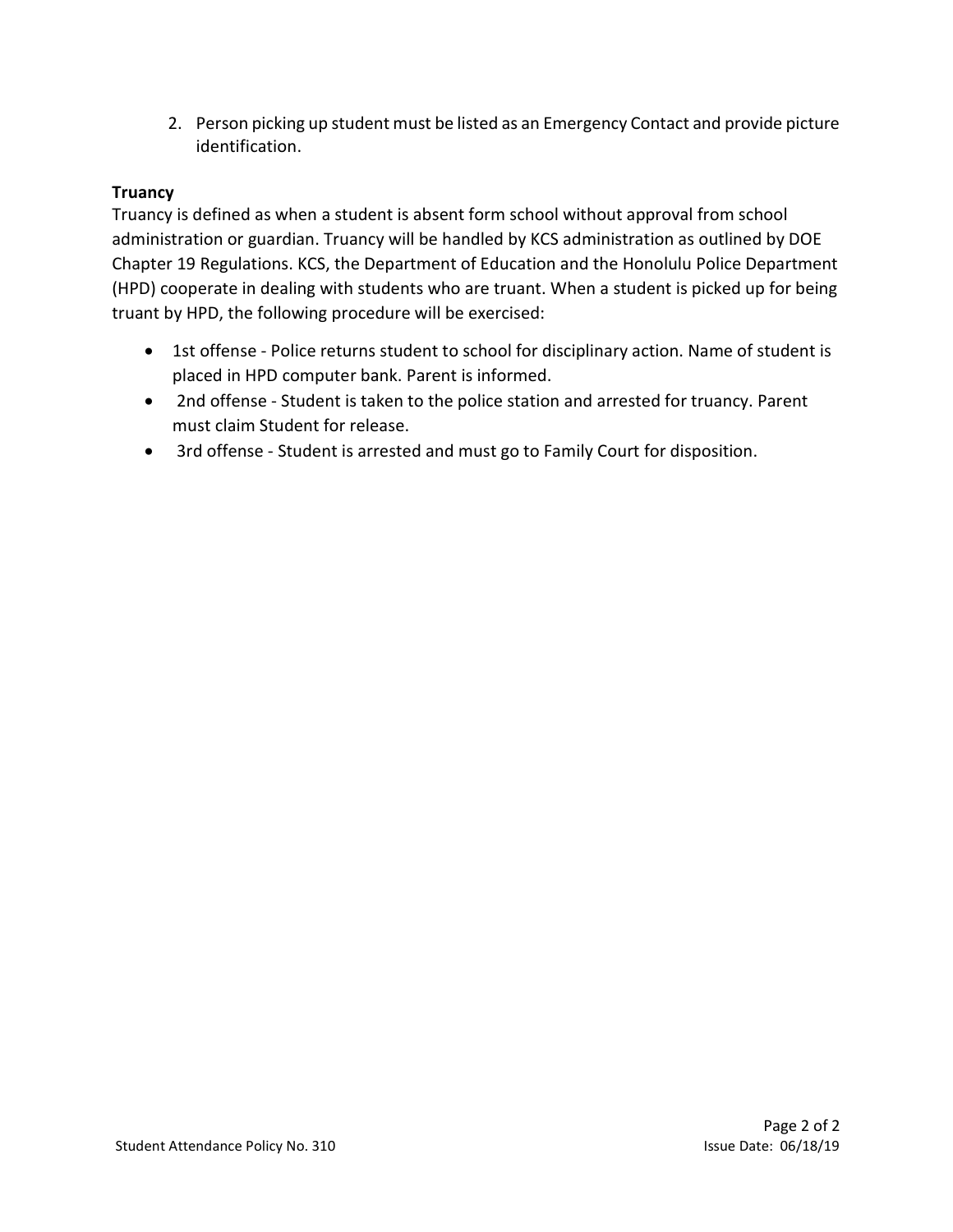2. Person picking up student must be listed as an Emergency Contact and provide picture identification.

**Truancy**

Truancy is defined as when a student is absent form school without approval from school administration or guardian. Truancy will be handled by KCS administration as outlined by DOE Chapter 19 Regulations. KCS, the Department of Education and the Honolulu Police Department (HPD) cooperate in dealing with students who are truant. When a student is picked up for being truant by HPD, the following procedure will be exercised:

- 1st offense - Police returns student to school for disciplinary action. Name of student is placed in HPD computer bank. Parent is informed.
- 2nd offense - Student is taken to the police station and arrested for truancy. Parent must claim Student for release.
- 3rd offense - Student is arrested and must go to Family Court for disposition.